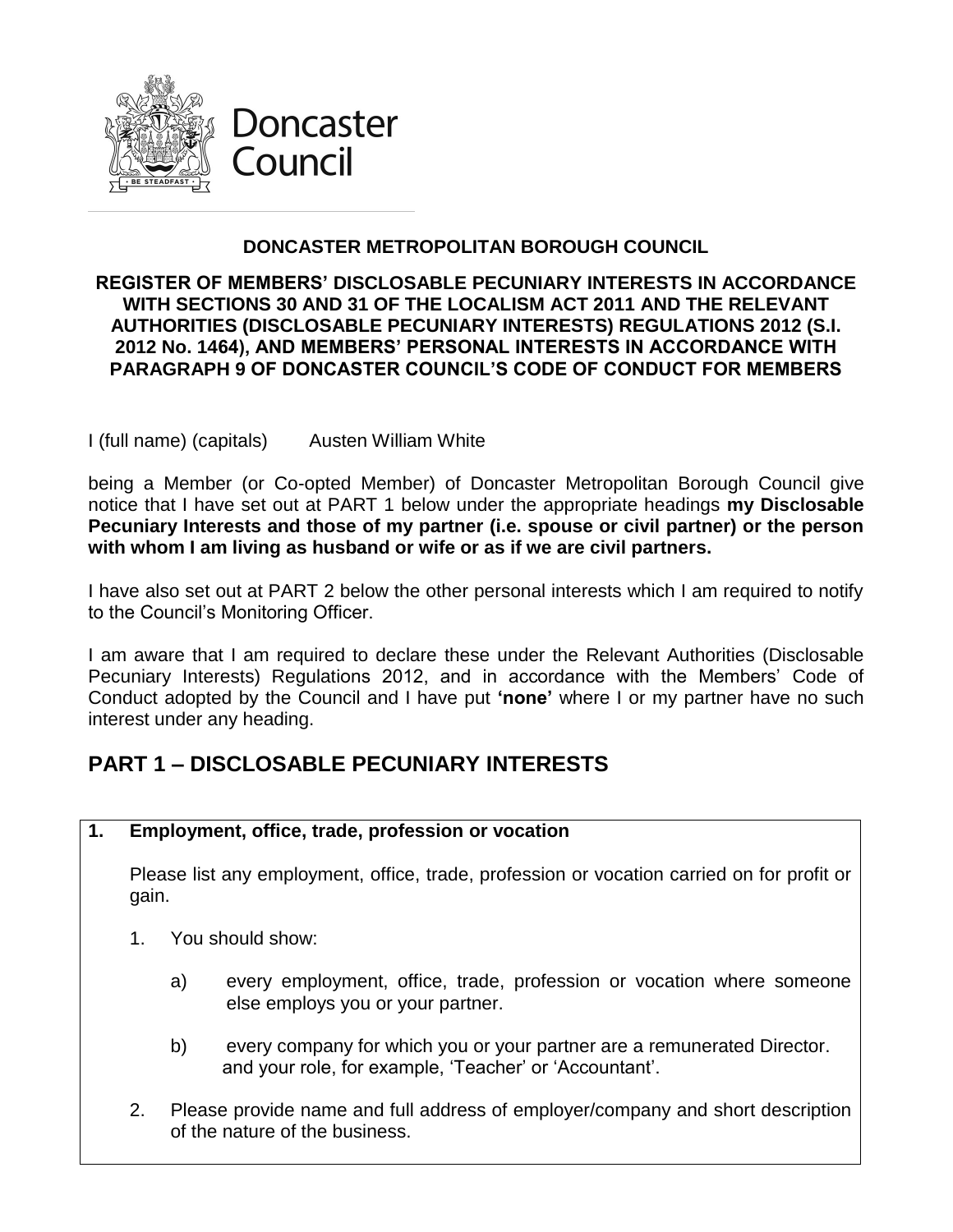Doncaster Council

**DONCASTER METROPOLITAN BOROUGH COUNCIL**

**REGISTER OF MEMBERS' DISCLOSABLE PECUNIARY INTERESTS IN ACCORDANCE WITH SECTIONS 30 AND 31 OF THE LOCALISM ACT 2011 AND THE RELEVANT AUTHORITIES (DISCLOSABLE PECUNIARY INTERESTS) REGULATIONS 2012 (S.I. 2012 No. 1464), AND MEMBERS' PERSONAL INTERESTS IN ACCORDANCE WITH PARAGRAPH 9 OF DONCASTER COUNCIL'S CODE OF CONDUCT FOR MEMBERS**

I (full name) (capitals) Austen William White

being a Member (or Co-opted Member) of Doncaster Metropolitan Borough Council give notice that I have set out at PART 1 below under the appropriate headings **my Disclosable Pecuniary Interests and those of my partner (i.e. spouse or civil partner) or the person with whom I am living as husband or wife or as if we are civil partners.**

I have also set out at PART 2 below the other personal interests which I am required to notify to the Council's Monitoring Officer.

I am aware that I am required to declare these under the Relevant Authorities (Disclosable Pecuniary Interests) Regulations 2012, and in accordance with the Members' Code of Conduct adopted by the Council and I have put **'none'** where I or my partner have no such interest under any heading.

## PART 1 – DISCLOSABLE PECUNIARY INTERESTS

**1. Employment, office, trade, profession or vocation**

Please list any employment, office, trade, profession or vocation carried on for profit or gain.

1. You should show:

   a) every employment, office, trade, profession or vocation where someone else employs you or your partner.

   b) every company for which you or your partner are a remunerated Director. and your role, for example, 'Teacher' or 'Accountant'.

2. Please provide name and full address of employer/company and short description of the nature of the business.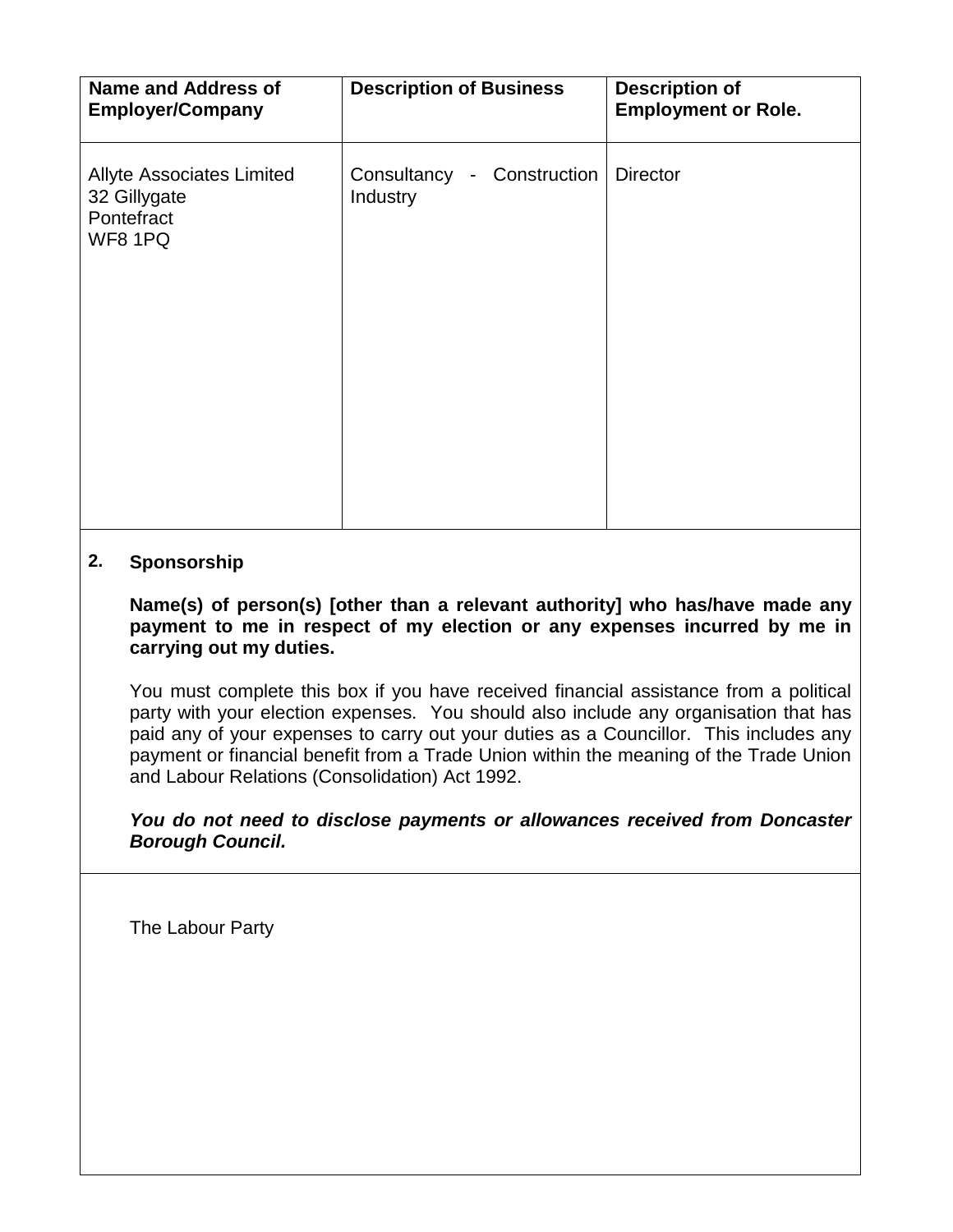| Name and Address of Employer/Company | Description of Business | Description of Employment or Role. |
| --- | --- | --- |
| Allyte Associates Limited<br>32 Gillygate<br>Pontefract<br>WF8 1PQ | Consultancy - Construction Industry | Director |

## 2. Sponsorship

**Name(s) of person(s) [other than a relevant authority] who has/have made any payment to me in respect of my election or any expenses incurred by me in carrying out my duties.**

You must complete this box if you have received financial assistance from a political party with your election expenses. You should also include any organisation that has paid any of your expenses to carry out your duties as a Councillor. This includes any payment or financial benefit from a Trade Union within the meaning of the Trade Union and Labour Relations (Consolidation) Act 1992.

***You do not need to disclose payments or allowances received from Doncaster Borough Council.***

The Labour Party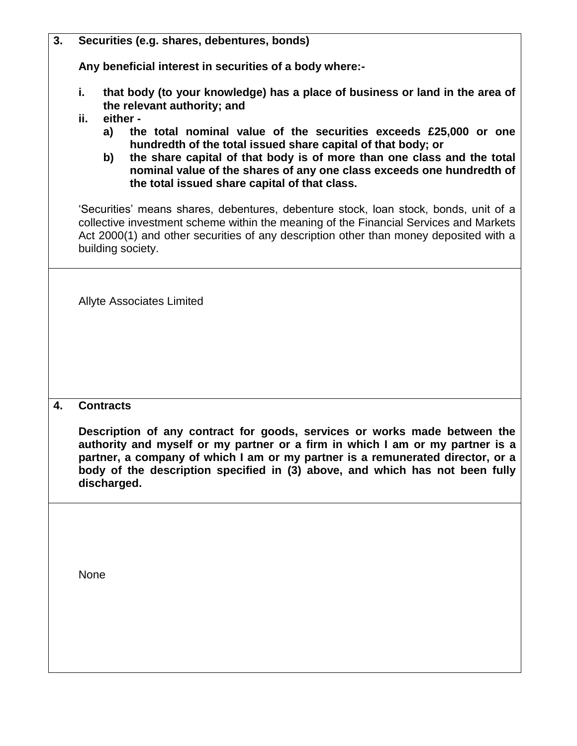**3. Securities (e.g. shares, debentures, bonds)**

**Any beneficial interest in securities of a body where:-**

**i. that body (to your knowledge) has a place of business or land in the area of the relevant authority; and**

**ii. either -**

**a) the total nominal value of the securities exceeds £25,000 or one hundredth of the total issued share capital of that body; or**

**b) the share capital of that body is of more than one class and the total nominal value of the shares of any one class exceeds one hundredth of the total issued share capital of that class.**

'Securities' means shares, debentures, debenture stock, loan stock, bonds, unit of a collective investment scheme within the meaning of the Financial Services and Markets Act 2000(1) and other securities of any description other than money deposited with a building society.

Allyte Associates Limited

**4. Contracts**

**Description of any contract for goods, services or works made between the authority and myself or my partner or a firm in which I am or my partner is a partner, a company of which I am or my partner is a remunerated director, or a body of the description specified in (3) above, and which has not been fully discharged.**

None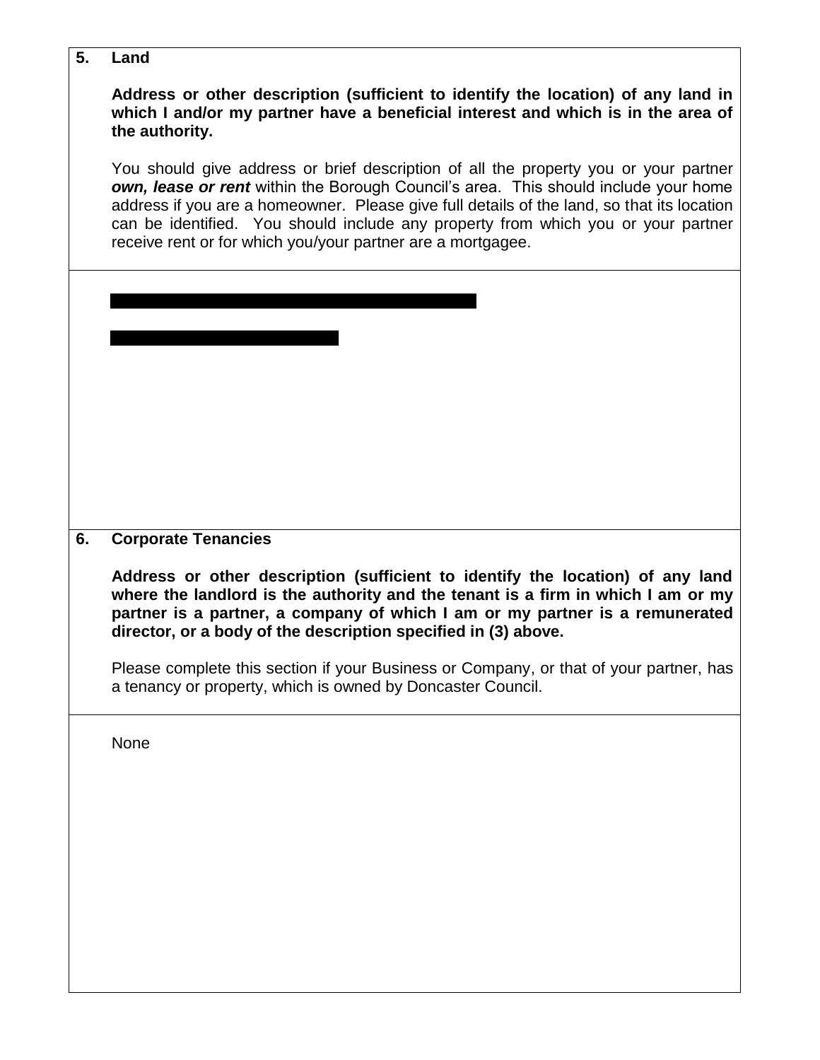## 5. Land

**Address or other description (sufficient to identify the location) of any land in which I and/or my partner have a beneficial interest and which is in the area of the authority.**

You should give address or brief description of all the property you or your partner ***own, lease or rent*** within the Borough Council's area. This should include your home address if you are a homeowner. Please give full details of the land, so that its location can be identified. You should include any property from which you or your partner receive rent or for which you/your partner are a mortgagee.

[REDACTED]

[REDACTED]

## 6. Corporate Tenancies

**Address or other description (sufficient to identify the location) of any land where the landlord is the authority and the tenant is a firm in which I am or my partner is a partner, a company of which I am or my partner is a remunerated director, or a body of the description specified in (3) above.**

Please complete this section if your Business or Company, or that of your partner, has a tenancy or property, which is owned by Doncaster Council.

None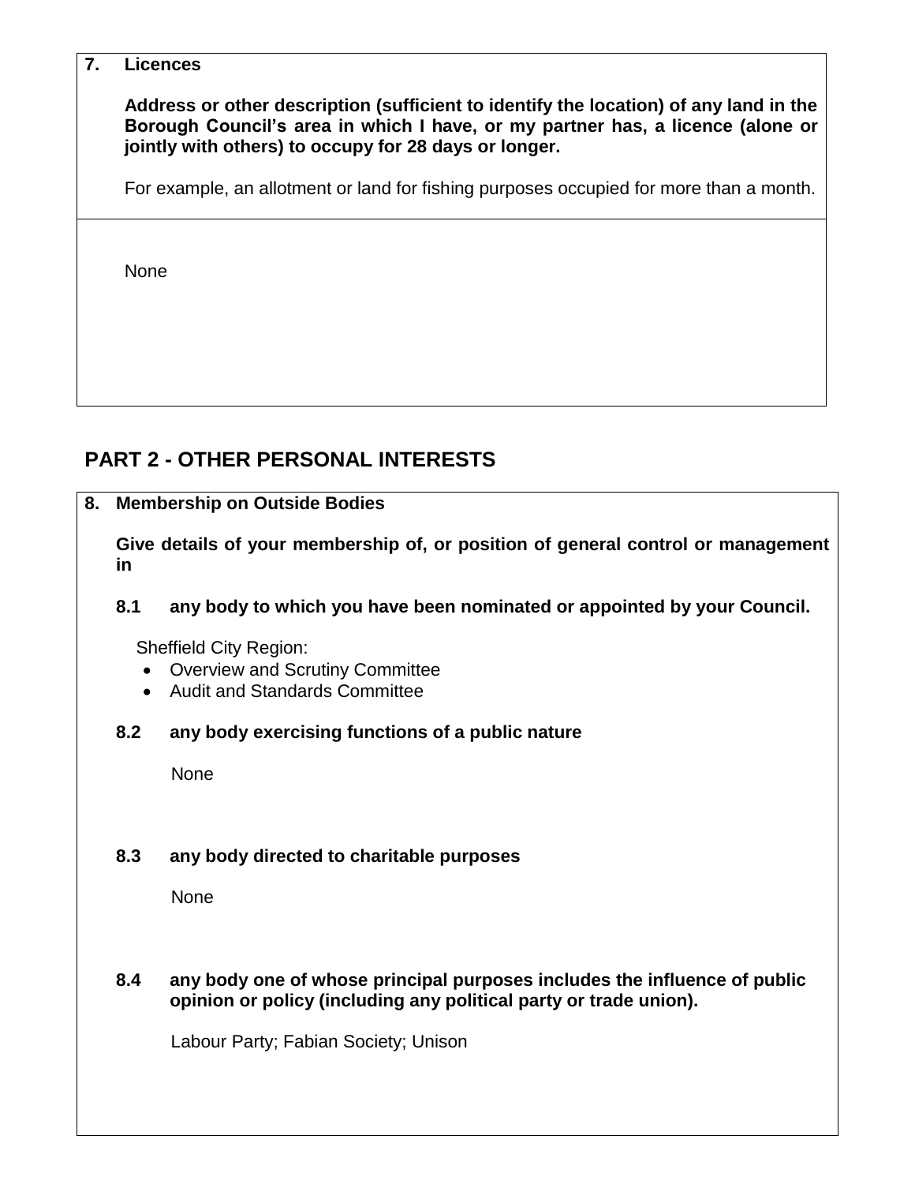**7. Licences**

**Address or other description (sufficient to identify the location) of any land in the Borough Council's area in which I have, or my partner has, a licence (alone or jointly with others) to occupy for 28 days or longer.**

For example, an allotment or land for fishing purposes occupied for more than a month.

None

## PART 2 - OTHER PERSONAL INTERESTS

**8. Membership on Outside Bodies**

**Give details of your membership of, or position of general control or management in**

**8.1 any body to which you have been nominated or appointed by your Council.**

Sheffield City Region:

- Overview and Scrutiny Committee
- Audit and Standards Committee

**8.2 any body exercising functions of a public nature**

None

**8.3 any body directed to charitable purposes**

None

**8.4 any body one of whose principal purposes includes the influence of public opinion or policy (including any political party or trade union).**

Labour Party; Fabian Society; Unison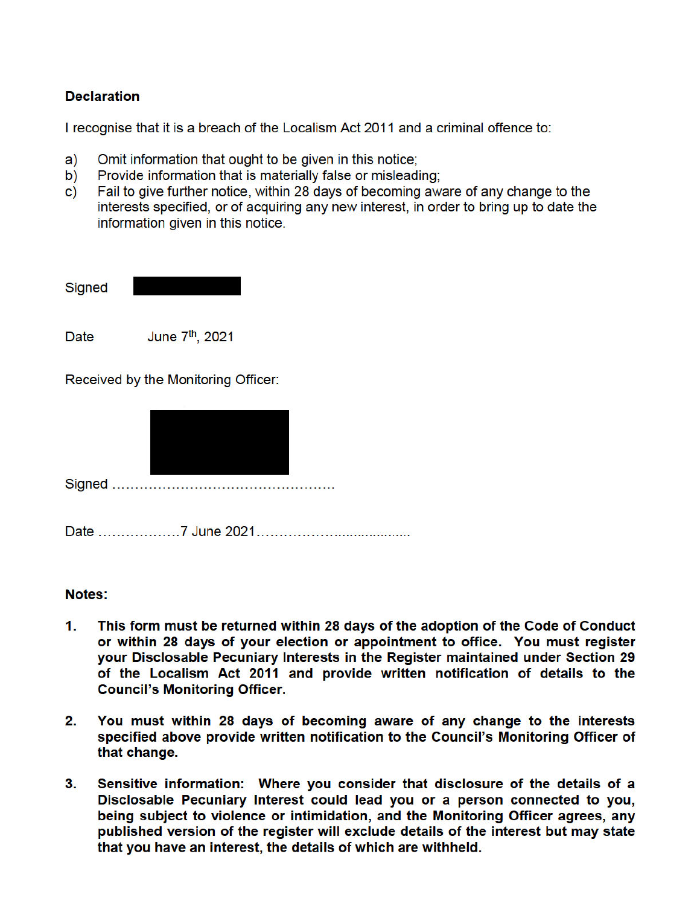**Declaration**

I recognise that it is a breach of the Localism Act 2011 and a criminal offence to:

a) Omit information that ought to be given in this notice;
b) Provide information that is materially false or misleading;
c) Fail to give further notice, within 28 days of becoming aware of any change to the interests specified, or of acquiring any new interest, in order to bring up to date the information given in this notice.

Signed

Date June 7th, 2021

Received by the Monitoring Officer:

Signed ……………………………………….

Date ………………7 June 2021……………………………….

**Notes:**

1. **This form must be returned within 28 days of the adoption of the Code of Conduct or within 28 days of your election or appointment to office. You must register your Disclosable Pecuniary Interests in the Register maintained under Section 29 of the Localism Act 2011 and provide written notification of details to the Council's Monitoring Officer.**

2. **You must within 28 days of becoming aware of any change to the interests specified above provide written notification to the Council's Monitoring Officer of that change.**

3. **Sensitive information: Where you consider that disclosure of the details of a Disclosable Pecuniary Interest could lead you or a person connected to you, being subject to violence or intimidation, and the Monitoring Officer agrees, any published version of the register will exclude details of the interest but may state that you have an interest, the details of which are withheld.**